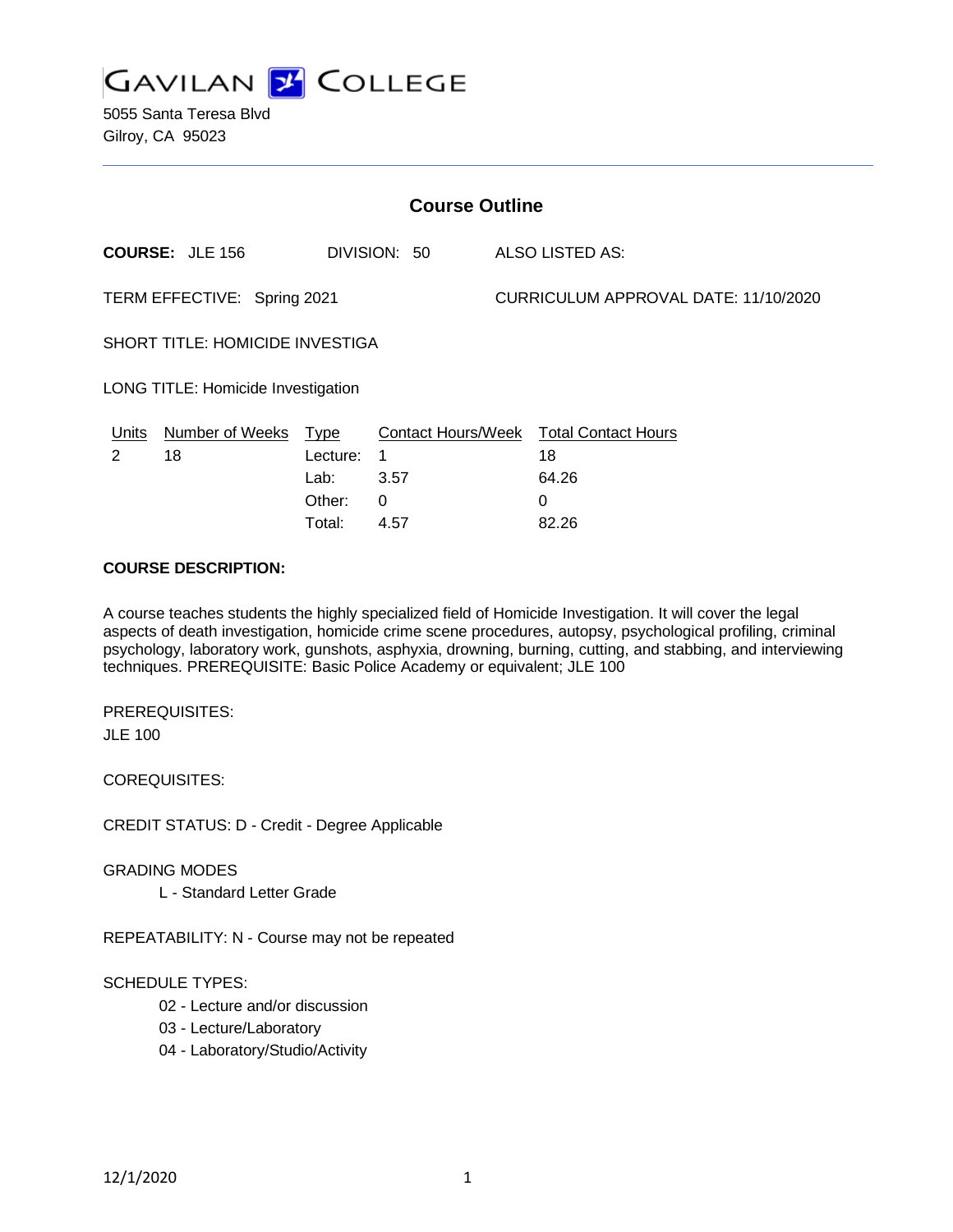# GAVILAN COLLEGE

5055 Santa Teresa Blvd
Gilroy, CA 95023

## Course Outline

**COURSE:** JLE 156 DIVISION: 50 ALSO LISTED AS:

TERM EFFECTIVE: Spring 2021 CURRICULUM APPROVAL DATE: 11/10/2020

SHORT TITLE: HOMICIDE INVESTIGA

LONG TITLE: Homicide Investigation

| Units | Number of Weeks | Type | Contact Hours/Week | Total Contact Hours |
|---|---|---|---|---|
| 2 | 18 | Lecture: | 1 | 18 |
| | | Lab: | 3.57 | 64.26 |
| | | Other: | 0 | 0 |
| | | Total: | 4.57 | 82.26 |

**COURSE DESCRIPTION:**

A course teaches students the highly specialized field of Homicide Investigation. It will cover the legal aspects of death investigation, homicide crime scene procedures, autopsy, psychological profiling, criminal psychology, laboratory work, gunshots, asphyxia, drowning, burning, cutting, and stabbing, and interviewing techniques. PREREQUISITE: Basic Police Academy or equivalent; JLE 100

PREREQUISITES:

JLE 100

COREQUISITES:

CREDIT STATUS: D - Credit - Degree Applicable

GRADING MODES

- L - Standard Letter Grade

REPEATABILITY: N - Course may not be repeated

SCHEDULE TYPES:

- 02 - Lecture and/or discussion
- 03 - Lecture/Laboratory
- 04 - Laboratory/Studio/Activity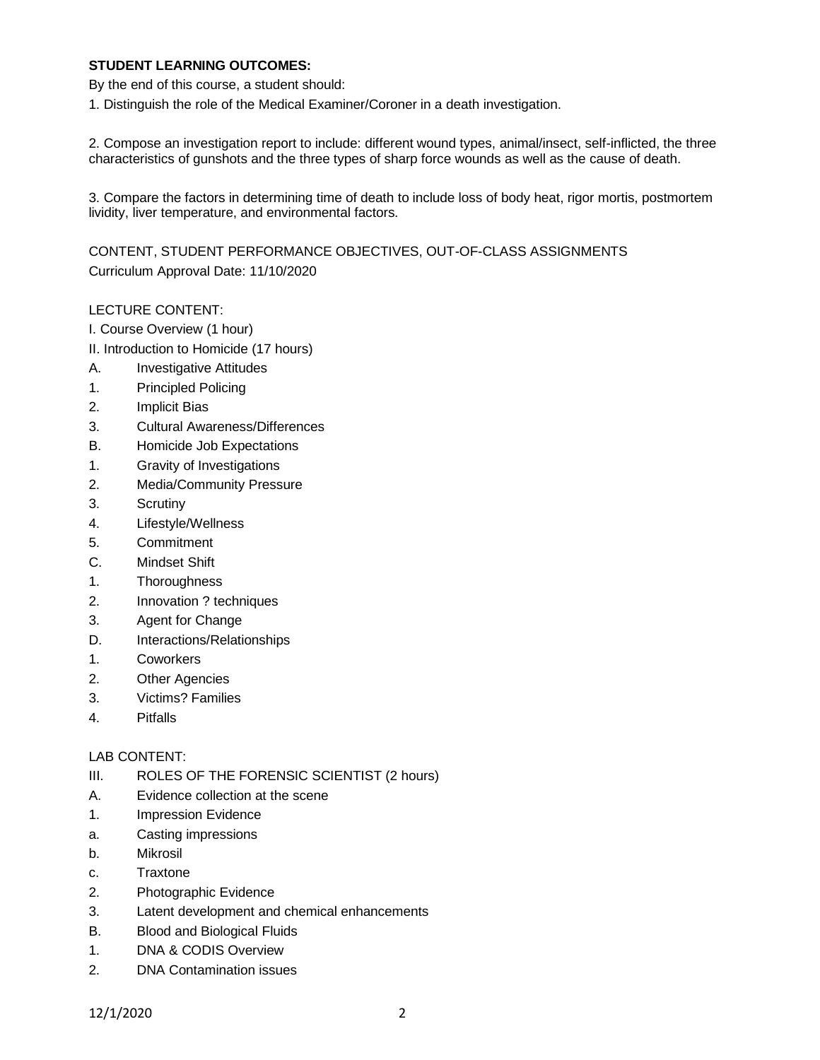**STUDENT LEARNING OUTCOMES:**

By the end of this course, a student should:

1. Distinguish the role of the Medical Examiner/Coroner in a death investigation.

2. Compose an investigation report to include: different wound types, animal/insect, self-inflicted, the three characteristics of gunshots and the three types of sharp force wounds as well as the cause of death.

3. Compare the factors in determining time of death to include loss of body heat, rigor mortis, postmortem lividity, liver temperature, and environmental factors.

CONTENT, STUDENT PERFORMANCE OBJECTIVES, OUT-OF-CLASS ASSIGNMENTS

Curriculum Approval Date: 11/10/2020

LECTURE CONTENT:

I. Course Overview (1 hour)

II. Introduction to Homicide (17 hours)

A. Investigative Attitudes

1. Principled Policing

2. Implicit Bias

3. Cultural Awareness/Differences

B. Homicide Job Expectations

1. Gravity of Investigations

2. Media/Community Pressure

3. Scrutiny

4. Lifestyle/Wellness

5. Commitment

C. Mindset Shift

1. Thoroughness

2. Innovation ? techniques

3. Agent for Change

D. Interactions/Relationships

1. Coworkers

2. Other Agencies

3. Victims? Families

4. Pitfalls

LAB CONTENT:

III. ROLES OF THE FORENSIC SCIENTIST (2 hours)

A. Evidence collection at the scene

1. Impression Evidence

a. Casting impressions

b. Mikrosil

c. Traxtone

2. Photographic Evidence

3. Latent development and chemical enhancements

B. Blood and Biological Fluids

1. DNA & CODIS Overview

2. DNA Contamination issues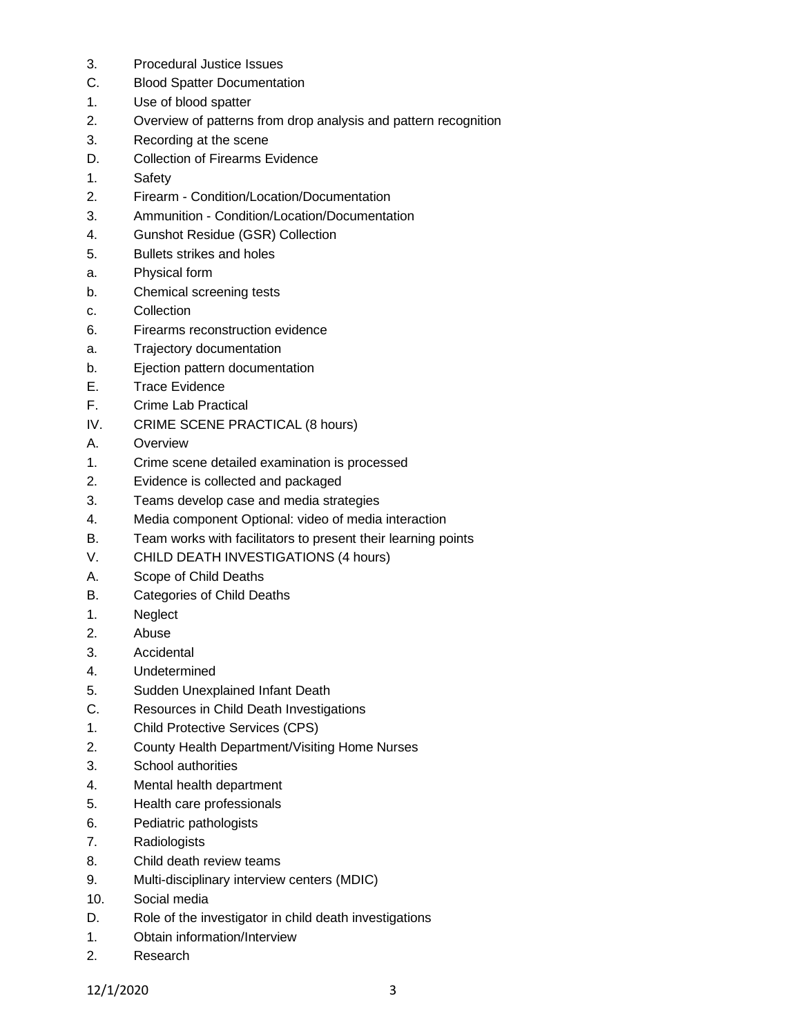3. Procedural Justice Issues

C. Blood Spatter Documentation

1. Use of blood spatter

2. Overview of patterns from drop analysis and pattern recognition

3. Recording at the scene

D. Collection of Firearms Evidence

1. Safety

2. Firearm - Condition/Location/Documentation

3. Ammunition - Condition/Location/Documentation

4. Gunshot Residue (GSR) Collection

5. Bullets strikes and holes

a. Physical form

b. Chemical screening tests

c. Collection

6. Firearms reconstruction evidence

a. Trajectory documentation

b. Ejection pattern documentation

E. Trace Evidence

F. Crime Lab Practical

IV. CRIME SCENE PRACTICAL (8 hours)

A. Overview

1. Crime scene detailed examination is processed

2. Evidence is collected and packaged

3. Teams develop case and media strategies

4. Media component Optional: video of media interaction

B. Team works with facilitators to present their learning points

V. CHILD DEATH INVESTIGATIONS (4 hours)

A. Scope of Child Deaths

B. Categories of Child Deaths

1. Neglect

2. Abuse

3. Accidental

4. Undetermined

5. Sudden Unexplained Infant Death

C. Resources in Child Death Investigations

1. Child Protective Services (CPS)

2. County Health Department/Visiting Home Nurses

3. School authorities

4. Mental health department

5. Health care professionals

6. Pediatric pathologists

7. Radiologists

8. Child death review teams

9. Multi-disciplinary interview centers (MDIC)

10. Social media

D. Role of the investigator in child death investigations

1. Obtain information/Interview

2. Research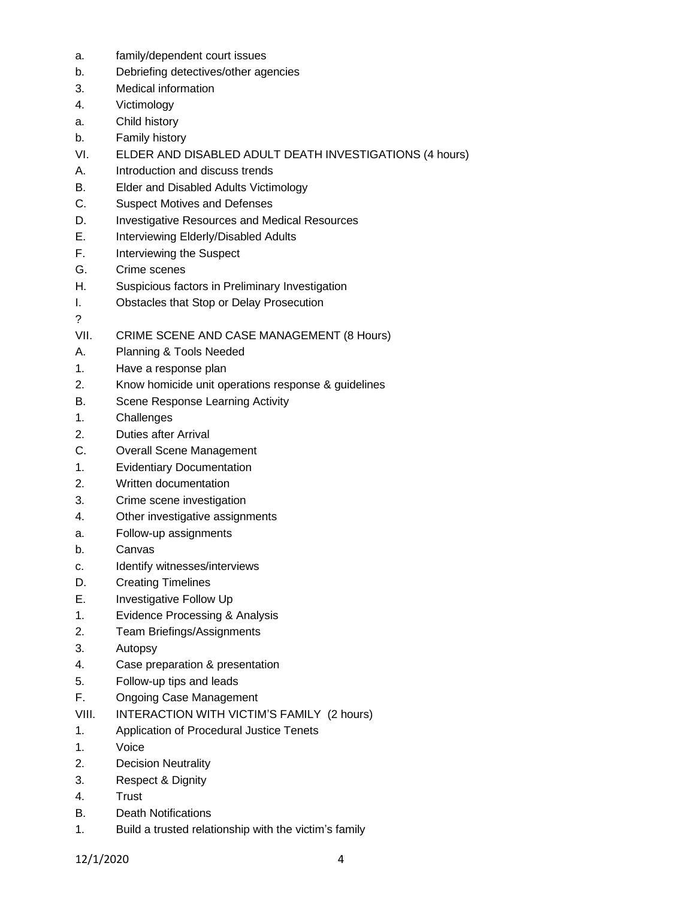a. family/dependent court issues
b. Debriefing detectives/other agencies
3. Medical information
4. Victimology
a. Child history
b. Family history

VI. ELDER AND DISABLED ADULT DEATH INVESTIGATIONS (4 hours)
A. Introduction and discuss trends
B. Elder and Disabled Adults Victimology
C. Suspect Motives and Defenses
D. Investigative Resources and Medical Resources
E. Interviewing Elderly/Disabled Adults
F. Interviewing the Suspect
G. Crime scenes
H. Suspicious factors in Preliminary Investigation
I. Obstacles that Stop or Delay Prosecution
?

VII. CRIME SCENE AND CASE MANAGEMENT (8 Hours)
A. Planning & Tools Needed
1. Have a response plan
2. Know homicide unit operations response & guidelines
B. Scene Response Learning Activity
1. Challenges
2. Duties after Arrival
C. Overall Scene Management
1. Evidentiary Documentation
2. Written documentation
3. Crime scene investigation
4. Other investigative assignments
a. Follow-up assignments
b. Canvas
c. Identify witnesses/interviews
D. Creating Timelines
E. Investigative Follow Up
1. Evidence Processing & Analysis
2. Team Briefings/Assignments
3. Autopsy
4. Case preparation & presentation
5. Follow-up tips and leads
F. Ongoing Case Management

VIII. INTERACTION WITH VICTIM'S FAMILY (2 hours)
1. Application of Procedural Justice Tenets
1. Voice
2. Decision Neutrality
3. Respect & Dignity
4. Trust
B. Death Notifications
1. Build a trusted relationship with the victim's family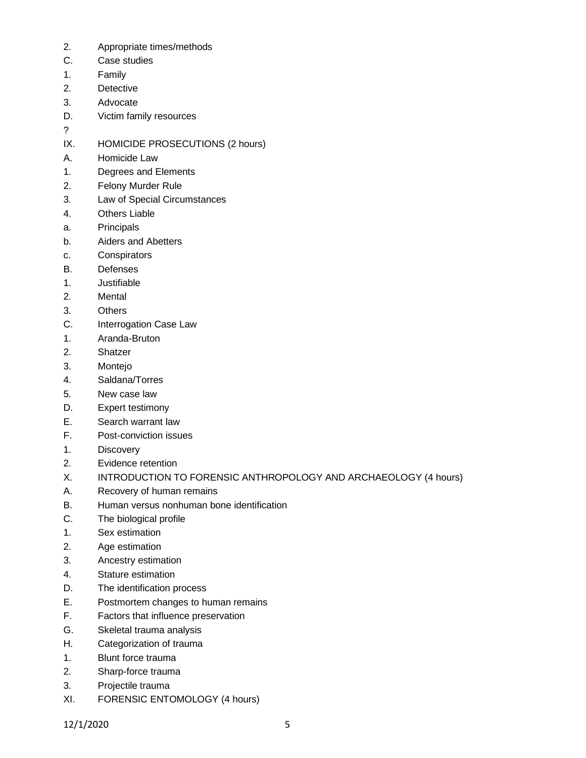2. Appropriate times/methods
C. Case studies
1. Family
2. Detective
3. Advocate
D. Victim family resources
?
IX. HOMICIDE PROSECUTIONS (2 hours)
A. Homicide Law
1. Degrees and Elements
2. Felony Murder Rule
3. Law of Special Circumstances
4. Others Liable
a. Principals
b. Aiders and Abetters
c. Conspirators
B. Defenses
1. Justifiable
2. Mental
3. Others
C. Interrogation Case Law
1. Aranda-Bruton
2. Shatzer
3. Montejo
4. Saldana/Torres
5. New case law
D. Expert testimony
E. Search warrant law
F. Post-conviction issues
1. Discovery
2. Evidence retention
X. INTRODUCTION TO FORENSIC ANTHROPOLOGY AND ARCHAEOLOGY (4 hours)
A. Recovery of human remains
B. Human versus nonhuman bone identification
C. The biological profile
1. Sex estimation
2. Age estimation
3. Ancestry estimation
4. Stature estimation
D. The identification process
E. Postmortem changes to human remains
F. Factors that influence preservation
G. Skeletal trauma analysis
H. Categorization of trauma
1. Blunt force trauma
2. Sharp-force trauma
3. Projectile trauma
XI. FORENSIC ENTOMOLOGY (4 hours)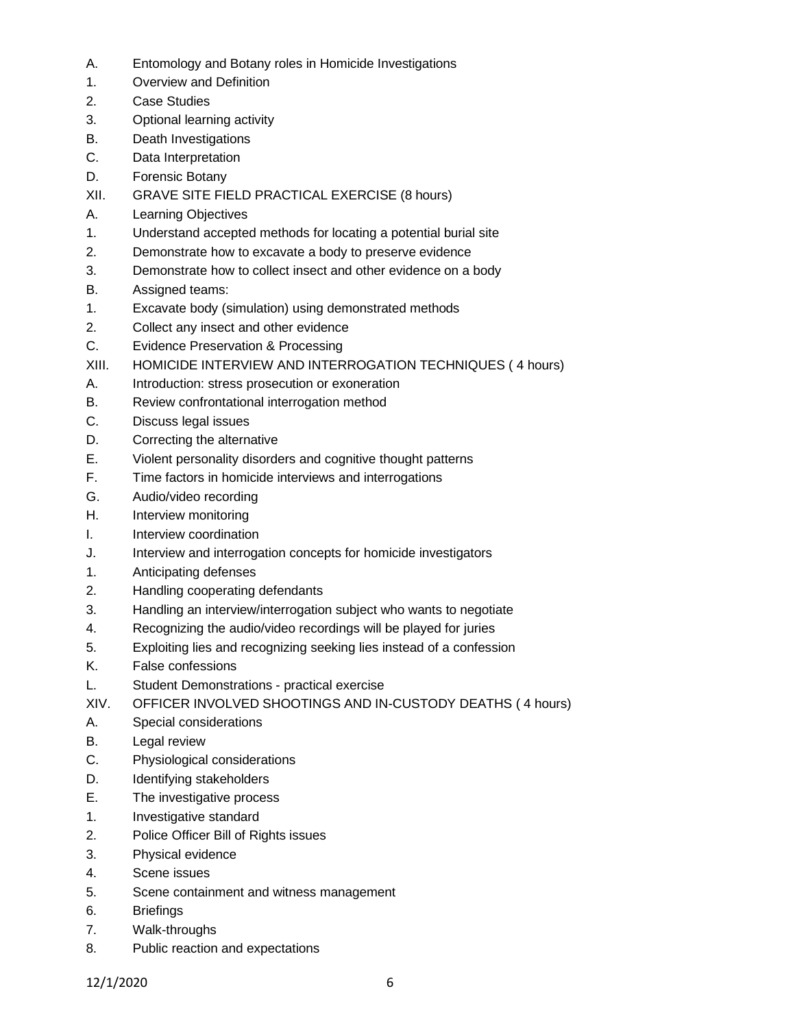A. Entomology and Botany roles in Homicide Investigations
1. Overview and Definition
2. Case Studies
3. Optional learning activity
B. Death Investigations
C. Data Interpretation
D. Forensic Botany
XII. GRAVE SITE FIELD PRACTICAL EXERCISE (8 hours)
A. Learning Objectives
1. Understand accepted methods for locating a potential burial site
2. Demonstrate how to excavate a body to preserve evidence
3. Demonstrate how to collect insect and other evidence on a body
B. Assigned teams:
1. Excavate body (simulation) using demonstrated methods
2. Collect any insect and other evidence
C. Evidence Preservation & Processing
XIII. HOMICIDE INTERVIEW AND INTERROGATION TECHNIQUES ( 4 hours)
A. Introduction: stress prosecution or exoneration
B. Review confrontational interrogation method
C. Discuss legal issues
D. Correcting the alternative
E. Violent personality disorders and cognitive thought patterns
F. Time factors in homicide interviews and interrogations
G. Audio/video recording
H. Interview monitoring
I. Interview coordination
J. Interview and interrogation concepts for homicide investigators
1. Anticipating defenses
2. Handling cooperating defendants
3. Handling an interview/interrogation subject who wants to negotiate
4. Recognizing the audio/video recordings will be played for juries
5. Exploiting lies and recognizing seeking lies instead of a confession
K. False confessions
L. Student Demonstrations - practical exercise
XIV. OFFICER INVOLVED SHOOTINGS AND IN-CUSTODY DEATHS ( 4 hours)
A. Special considerations
B. Legal review
C. Physiological considerations
D. Identifying stakeholders
E. The investigative process
1. Investigative standard
2. Police Officer Bill of Rights issues
3. Physical evidence
4. Scene issues
5. Scene containment and witness management
6. Briefings
7. Walk-throughs
8. Public reaction and expectations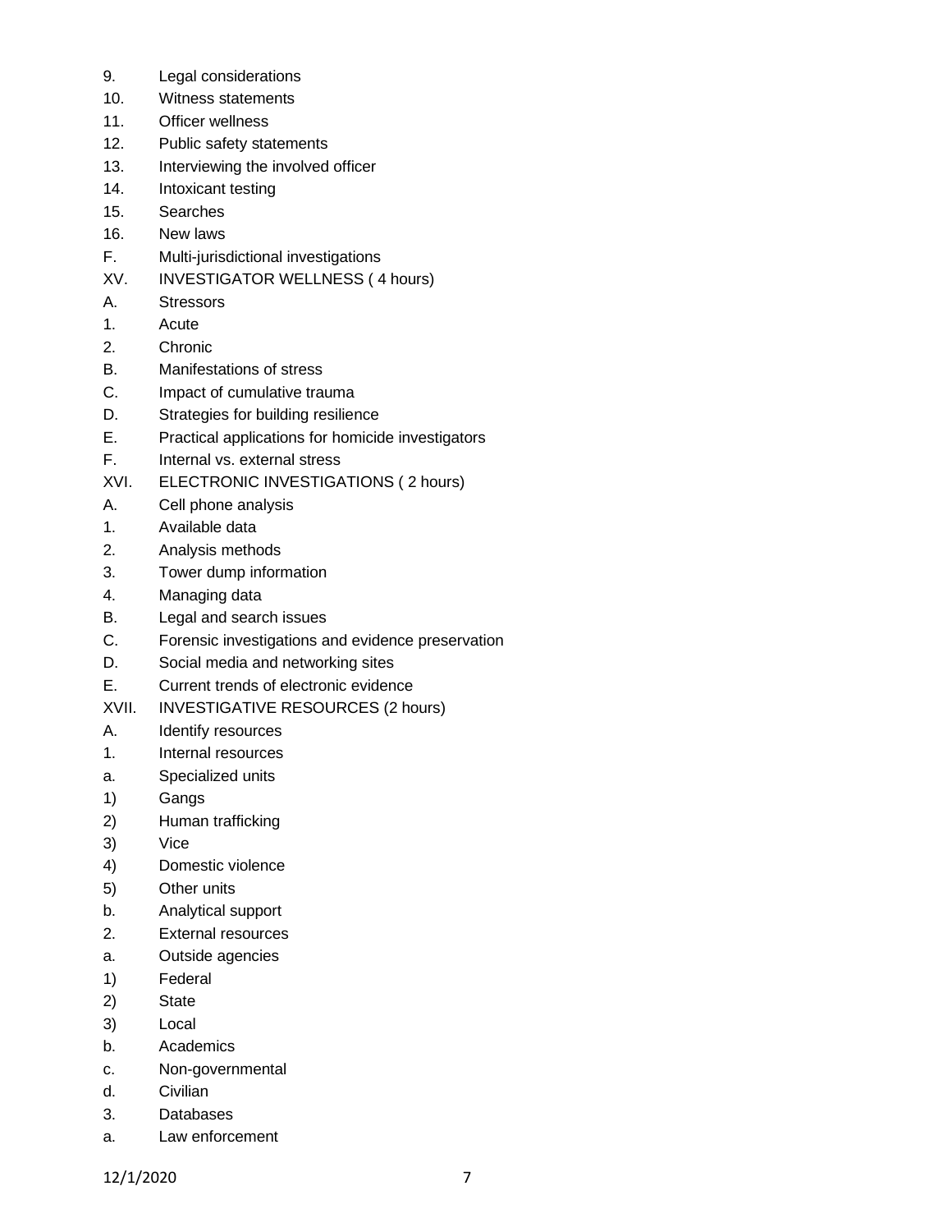9. Legal considerations
10. Witness statements
11. Officer wellness
12. Public safety statements
13. Interviewing the involved officer
14. Intoxicant testing
15. Searches
16. New laws

F. Multi-jurisdictional investigations

XV. INVESTIGATOR WELLNESS ( 4 hours)

A. Stressors
1. Acute
2. Chronic

B. Manifestations of stress

C. Impact of cumulative trauma

D. Strategies for building resilience

E. Practical applications for homicide investigators

F. Internal vs. external stress

XVI. ELECTRONIC INVESTIGATIONS ( 2 hours)

A. Cell phone analysis
1. Available data
2. Analysis methods
3. Tower dump information
4. Managing data

B. Legal and search issues

C. Forensic investigations and evidence preservation

D. Social media and networking sites

E. Current trends of electronic evidence

XVII. INVESTIGATIVE RESOURCES (2 hours)

A. Identify resources
1. Internal resources
   a. Specialized units
      1) Gangs
      2) Human trafficking
      3) Vice
      4) Domestic violence
      5) Other units
   b. Analytical support
2. External resources
   a. Outside agencies
      1) Federal
      2) State
      3) Local
   b. Academics
   c. Non-governmental
   d. Civilian
3. Databases
   a. Law enforcement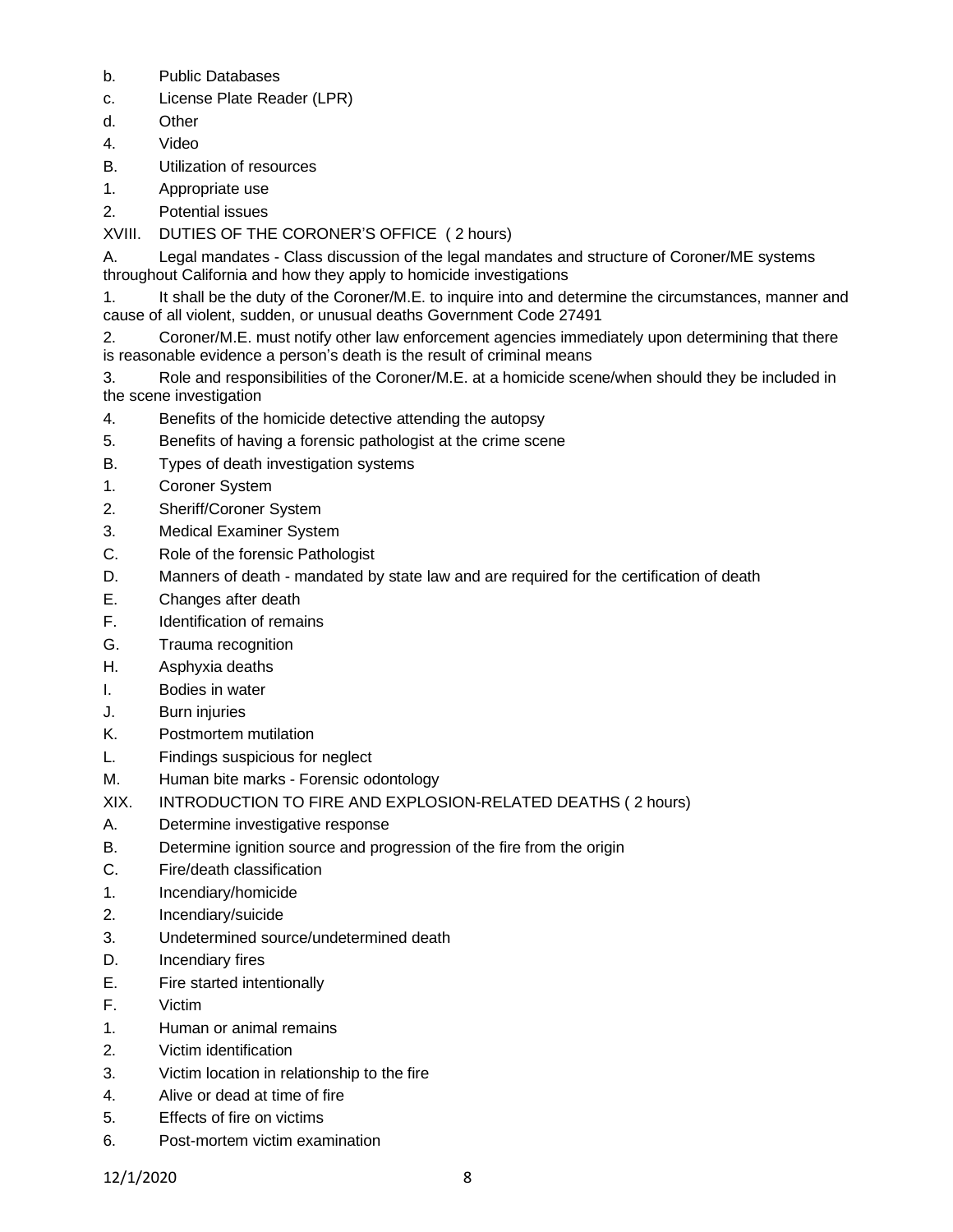b. Public Databases

c. License Plate Reader (LPR)

d. Other

4. Video

B. Utilization of resources

1. Appropriate use

2. Potential issues

XVIII. DUTIES OF THE CORONER'S OFFICE ( 2 hours)

A. Legal mandates - Class discussion of the legal mandates and structure of Coroner/ME systems throughout California and how they apply to homicide investigations

1. It shall be the duty of the Coroner/M.E. to inquire into and determine the circumstances, manner and cause of all violent, sudden, or unusual deaths Government Code 27491

2. Coroner/M.E. must notify other law enforcement agencies immediately upon determining that there is reasonable evidence a person's death is the result of criminal means

3. Role and responsibilities of the Coroner/M.E. at a homicide scene/when should they be included in the scene investigation

4. Benefits of the homicide detective attending the autopsy

5. Benefits of having a forensic pathologist at the crime scene

B. Types of death investigation systems

1. Coroner System

2. Sheriff/Coroner System

3. Medical Examiner System

C. Role of the forensic Pathologist

D. Manners of death - mandated by state law and are required for the certification of death

E. Changes after death

F. Identification of remains

G. Trauma recognition

H. Asphyxia deaths

I. Bodies in water

J. Burn injuries

K. Postmortem mutilation

L. Findings suspicious for neglect

M. Human bite marks - Forensic odontology

XIX. INTRODUCTION TO FIRE AND EXPLOSION-RELATED DEATHS ( 2 hours)

A. Determine investigative response

B. Determine ignition source and progression of the fire from the origin

C. Fire/death classification

1. Incendiary/homicide

2. Incendiary/suicide

3. Undetermined source/undetermined death

D. Incendiary fires

E. Fire started intentionally

F. Victim

1. Human or animal remains

2. Victim identification

3. Victim location in relationship to the fire

4. Alive or dead at time of fire

5. Effects of fire on victims

6. Post-mortem victim examination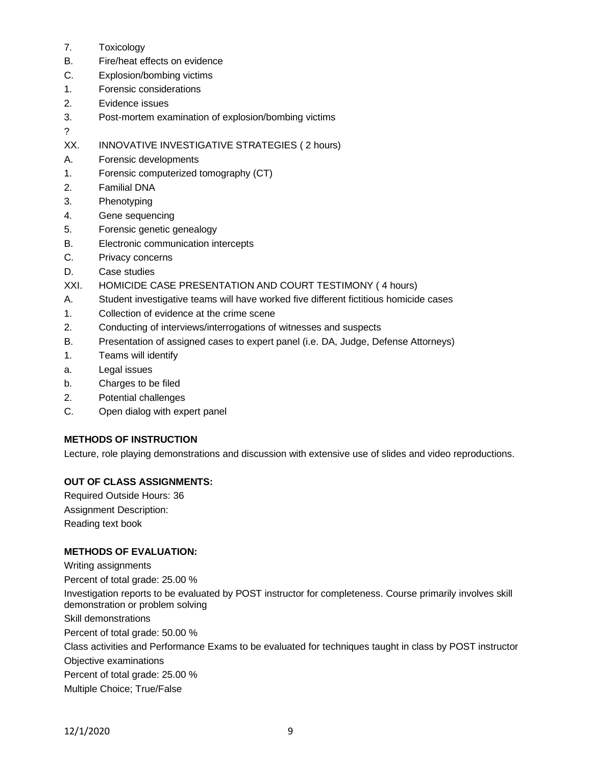7. Toxicology

B. Fire/heat effects on evidence

C. Explosion/bombing victims

1. Forensic considerations

2. Evidence issues

3. Post-mortem examination of explosion/bombing victims

?

XX. INNOVATIVE INVESTIGATIVE STRATEGIES ( 2 hours)

A. Forensic developments

1. Forensic computerized tomography (CT)

2. Familial DNA

3. Phenotyping

4. Gene sequencing

5. Forensic genetic genealogy

B. Electronic communication intercepts

C. Privacy concerns

D. Case studies

XXI. HOMICIDE CASE PRESENTATION AND COURT TESTIMONY ( 4 hours)

A. Student investigative teams will have worked five different fictitious homicide cases

1. Collection of evidence at the crime scene

2. Conducting of interviews/interrogations of witnesses and suspects

B. Presentation of assigned cases to expert panel (i.e. DA, Judge, Defense Attorneys)

1. Teams will identify

a. Legal issues

b. Charges to be filed

2. Potential challenges

C. Open dialog with expert panel

**METHODS OF INSTRUCTION**

Lecture, role playing demonstrations and discussion with extensive use of slides and video reproductions.

**OUT OF CLASS ASSIGNMENTS:**

Required Outside Hours: 36

Assignment Description:

Reading text book

**METHODS OF EVALUATION:**

Writing assignments

Percent of total grade: 25.00 %

Investigation reports to be evaluated by POST instructor for completeness. Course primarily involves skill demonstration or problem solving

Skill demonstrations

Percent of total grade: 50.00 %

Class activities and Performance Exams to be evaluated for techniques taught in class by POST instructor

Objective examinations

Percent of total grade: 25.00 %

Multiple Choice; True/False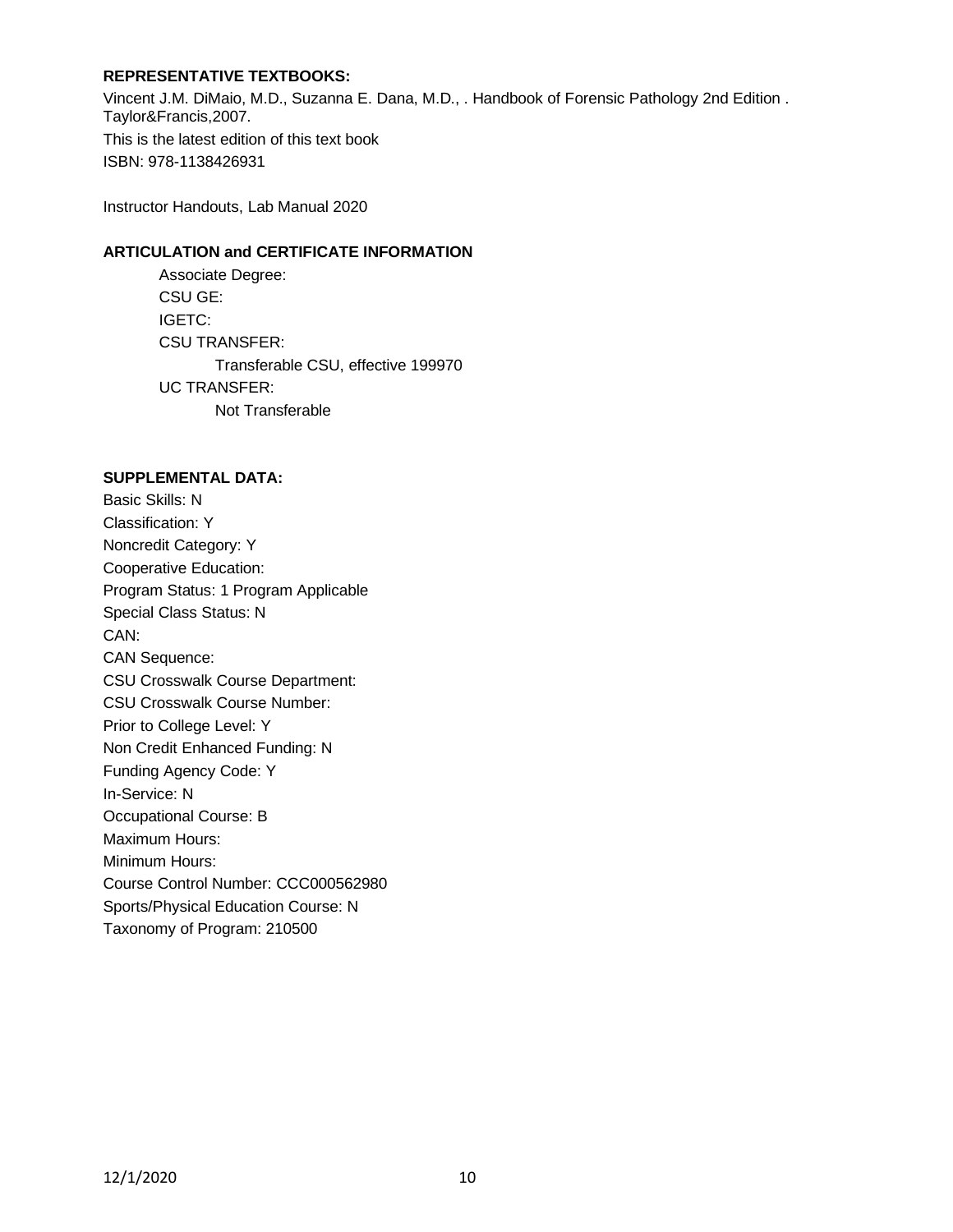**REPRESENTATIVE TEXTBOOKS:**

Vincent J.M. DiMaio, M.D., Suzanna E. Dana, M.D., . Handbook of Forensic Pathology 2nd Edition . Taylor&Francis,2007.

This is the latest edition of this text book

ISBN: 978-1138426931

Instructor Handouts, Lab Manual 2020

**ARTICULATION and CERTIFICATE INFORMATION**

Associate Degree:

CSU GE:

IGETC:

CSU TRANSFER:

Transferable CSU, effective 199970

UC TRANSFER:

Not Transferable

**SUPPLEMENTAL DATA:**

Basic Skills: N

Classification: Y

Noncredit Category: Y

Cooperative Education:

Program Status: 1 Program Applicable

Special Class Status: N

CAN:

CAN Sequence:

CSU Crosswalk Course Department:

CSU Crosswalk Course Number:

Prior to College Level: Y

Non Credit Enhanced Funding: N

Funding Agency Code: Y

In-Service: N

Occupational Course: B

Maximum Hours:

Minimum Hours:

Course Control Number: CCC000562980

Sports/Physical Education Course: N

Taxonomy of Program: 210500